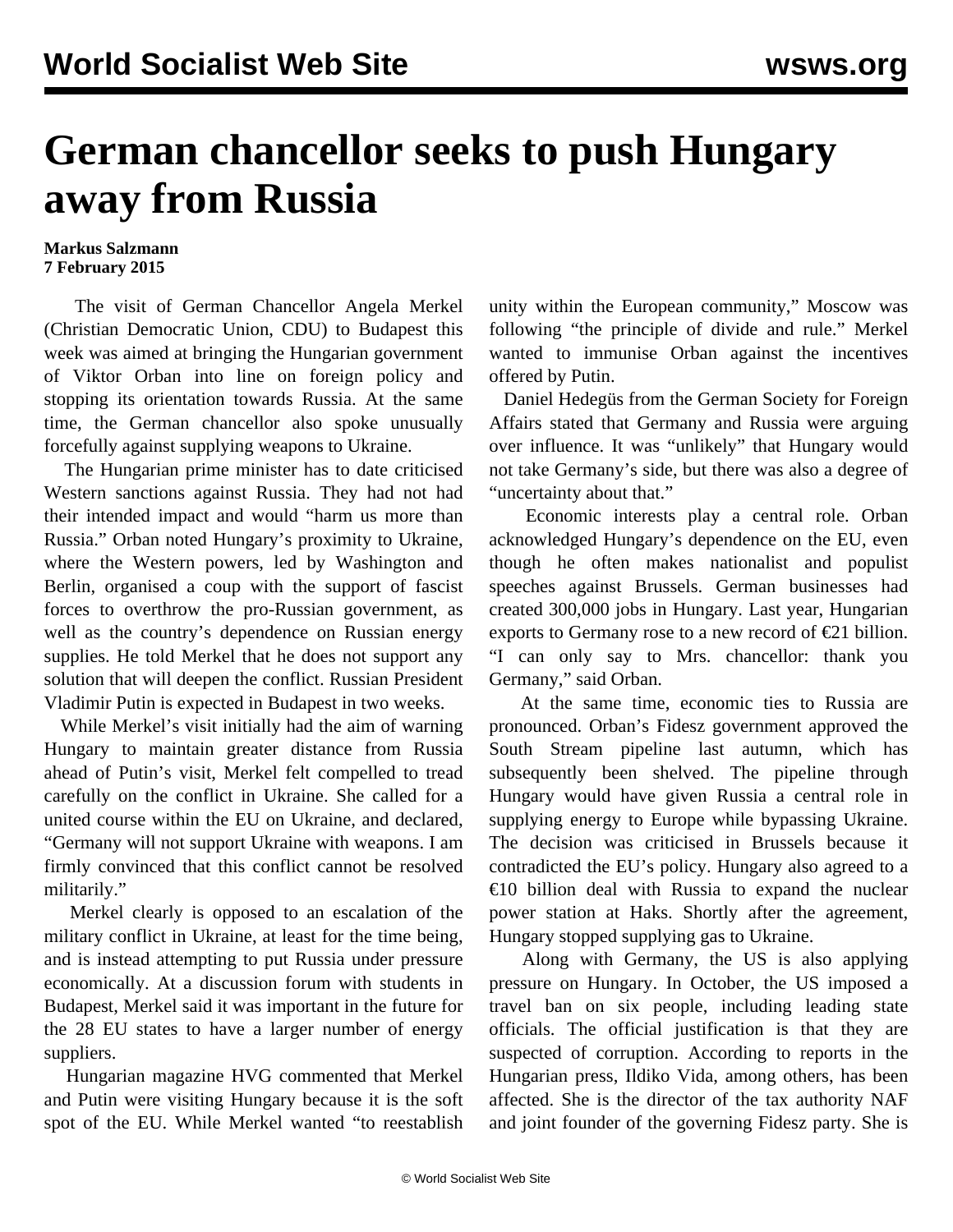# German chancellor seeks to push Hungary away from Russia

**Markus Salzmann**
**7 February 2015**

The visit of German Chancellor Angela Merkel (Christian Democratic Union, CDU) to Budapest this week was aimed at bringing the Hungarian government of Viktor Orban into line on foreign policy and stopping its orientation towards Russia. At the same time, the German chancellor also spoke unusually forcefully against supplying weapons to Ukraine.

The Hungarian prime minister has to date criticised Western sanctions against Russia. They had not had their intended impact and would "harm us more than Russia." Orban noted Hungary's proximity to Ukraine, where the Western powers, led by Washington and Berlin, organised a coup with the support of fascist forces to overthrow the pro-Russian government, as well as the country's dependence on Russian energy supplies. He told Merkel that he does not support any solution that will deepen the conflict. Russian President Vladimir Putin is expected in Budapest in two weeks.

While Merkel's visit initially had the aim of warning Hungary to maintain greater distance from Russia ahead of Putin's visit, Merkel felt compelled to tread carefully on the conflict in Ukraine. She called for a united course within the EU on Ukraine, and declared, "Germany will not support Ukraine with weapons. I am firmly convinced that this conflict cannot be resolved militarily."

Merkel clearly is opposed to an escalation of the military conflict in Ukraine, at least for the time being, and is instead attempting to put Russia under pressure economically. At a discussion forum with students in Budapest, Merkel said it was important in the future for the 28 EU states to have a larger number of energy suppliers.

Hungarian magazine HVG commented that Merkel and Putin were visiting Hungary because it is the soft spot of the EU. While Merkel wanted "to reestablish unity within the European community," Moscow was following "the principle of divide and rule." Merkel wanted to immunise Orban against the incentives offered by Putin.

Daniel Hedegüs from the German Society for Foreign Affairs stated that Germany and Russia were arguing over influence. It was "unlikely" that Hungary would not take Germany's side, but there was also a degree of "uncertainty about that."

Economic interests play a central role. Orban acknowledged Hungary's dependence on the EU, even though he often makes nationalist and populist speeches against Brussels. German businesses had created 300,000 jobs in Hungary. Last year, Hungarian exports to Germany rose to a new record of €21 billion. "I can only say to Mrs. chancellor: thank you Germany," said Orban.

At the same time, economic ties to Russia are pronounced. Orban's Fidesz government approved the South Stream pipeline last autumn, which has subsequently been shelved. The pipeline through Hungary would have given Russia a central role in supplying energy to Europe while bypassing Ukraine. The decision was criticised in Brussels because it contradicted the EU's policy. Hungary also agreed to a €10 billion deal with Russia to expand the nuclear power station at Haks. Shortly after the agreement, Hungary stopped supplying gas to Ukraine.

Along with Germany, the US is also applying pressure on Hungary. In October, the US imposed a travel ban on six people, including leading state officials. The official justification is that they are suspected of corruption. According to reports in the Hungarian press, Ildiko Vida, among others, has been affected. She is the director of the tax authority NAF and joint founder of the governing Fidesz party. She is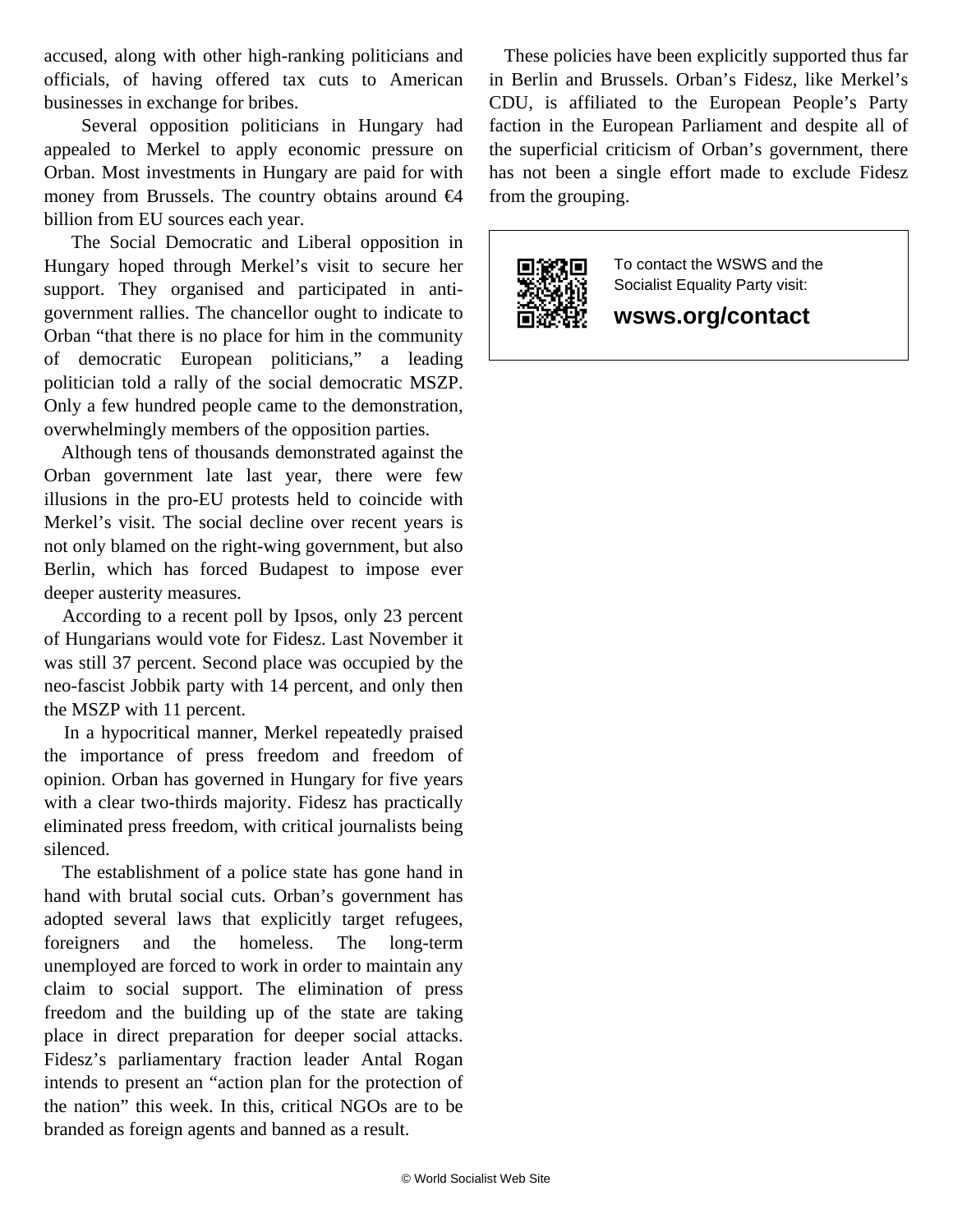accused, along with other high-ranking politicians and officials, of having offered tax cuts to American businesses in exchange for bribes.

Several opposition politicians in Hungary had appealed to Merkel to apply economic pressure on Orban. Most investments in Hungary are paid for with money from Brussels. The country obtains around €4 billion from EU sources each year.

The Social Democratic and Liberal opposition in Hungary hoped through Merkel's visit to secure her support. They organised and participated in anti-government rallies. The chancellor ought to indicate to Orban "that there is no place for him in the community of democratic European politicians," a leading politician told a rally of the social democratic MSZP. Only a few hundred people came to the demonstration, overwhelmingly members of the opposition parties.

Although tens of thousands demonstrated against the Orban government late last year, there were few illusions in the pro-EU protests held to coincide with Merkel's visit. The social decline over recent years is not only blamed on the right-wing government, but also Berlin, which has forced Budapest to impose ever deeper austerity measures.

According to a recent poll by Ipsos, only 23 percent of Hungarians would vote for Fidesz. Last November it was still 37 percent. Second place was occupied by the neo-fascist Jobbik party with 14 percent, and only then the MSZP with 11 percent.

In a hypocritical manner, Merkel repeatedly praised the importance of press freedom and freedom of opinion. Orban has governed in Hungary for five years with a clear two-thirds majority. Fidesz has practically eliminated press freedom, with critical journalists being silenced.

The establishment of a police state has gone hand in hand with brutal social cuts. Orban's government has adopted several laws that explicitly target refugees, foreigners and the homeless. The long-term unemployed are forced to work in order to maintain any claim to social support. The elimination of press freedom and the building up of the state are taking place in direct preparation for deeper social attacks. Fidesz's parliamentary fraction leader Antal Rogan intends to present an "action plan for the protection of the nation" this week. In this, critical NGOs are to be branded as foreign agents and banned as a result.

These policies have been explicitly supported thus far in Berlin and Brussels. Orban's Fidesz, like Merkel's CDU, is affiliated to the European People's Party faction in the European Parliament and despite all of the superficial criticism of Orban's government, there has not been a single effort made to exclude Fidesz from the grouping.

To contact the WSWS and the Socialist Equality Party visit:

**wsws.org/contact**